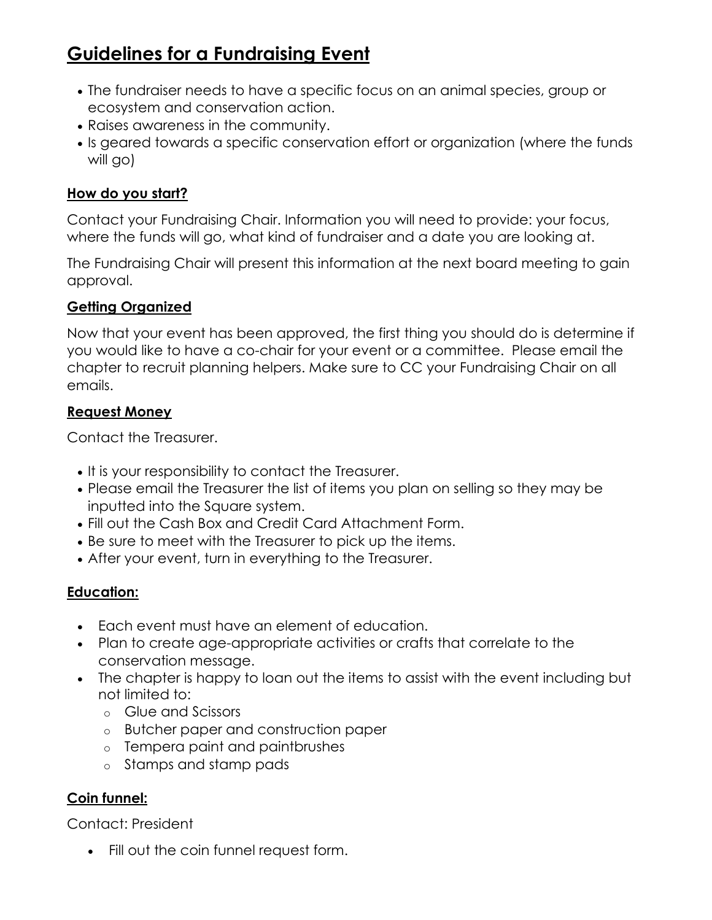# Guidelines for a Fundraising Event

- The fundraiser needs to have a specific focus on an animal species, group or ecosystem and conservation action.
- Raises awareness in the community.
- Is geared towards a specific conservation effort or organization (where the funds will go)

## How do you start?

Contact your Fundraising Chair. Information you will need to provide: your focus, where the funds will go, what kind of fundraiser and a date you are looking at.

The Fundraising Chair will present this information at the next board meeting to gain approval.

## Getting Organized

Now that your event has been approved, the first thing you should do is determine if you would like to have a co-chair for your event or a committee. Please email the chapter to recruit planning helpers. Make sure to CC your Fundraising Chair on all emails.

## Request Money

Contact the Treasurer.

- It is your responsibility to contact the Treasurer.
- Please email the Treasurer the list of items you plan on selling so they may be inputted into the Square system.
- Fill out the Cash Box and Credit Card Attachment Form.
- Be sure to meet with the Treasurer to pick up the items.
- After your event, turn in everything to the Treasurer.

## Education:

- Each event must have an element of education.
- Plan to create age-appropriate activities or crafts that correlate to the conservation message.
- The chapter is happy to loan out the items to assist with the event including but not limited to:
  - Glue and Scissors
  - Butcher paper and construction paper
  - Tempera paint and paintbrushes
  - Stamps and stamp pads

## Coin funnel:

Contact: President

- Fill out the coin funnel request form.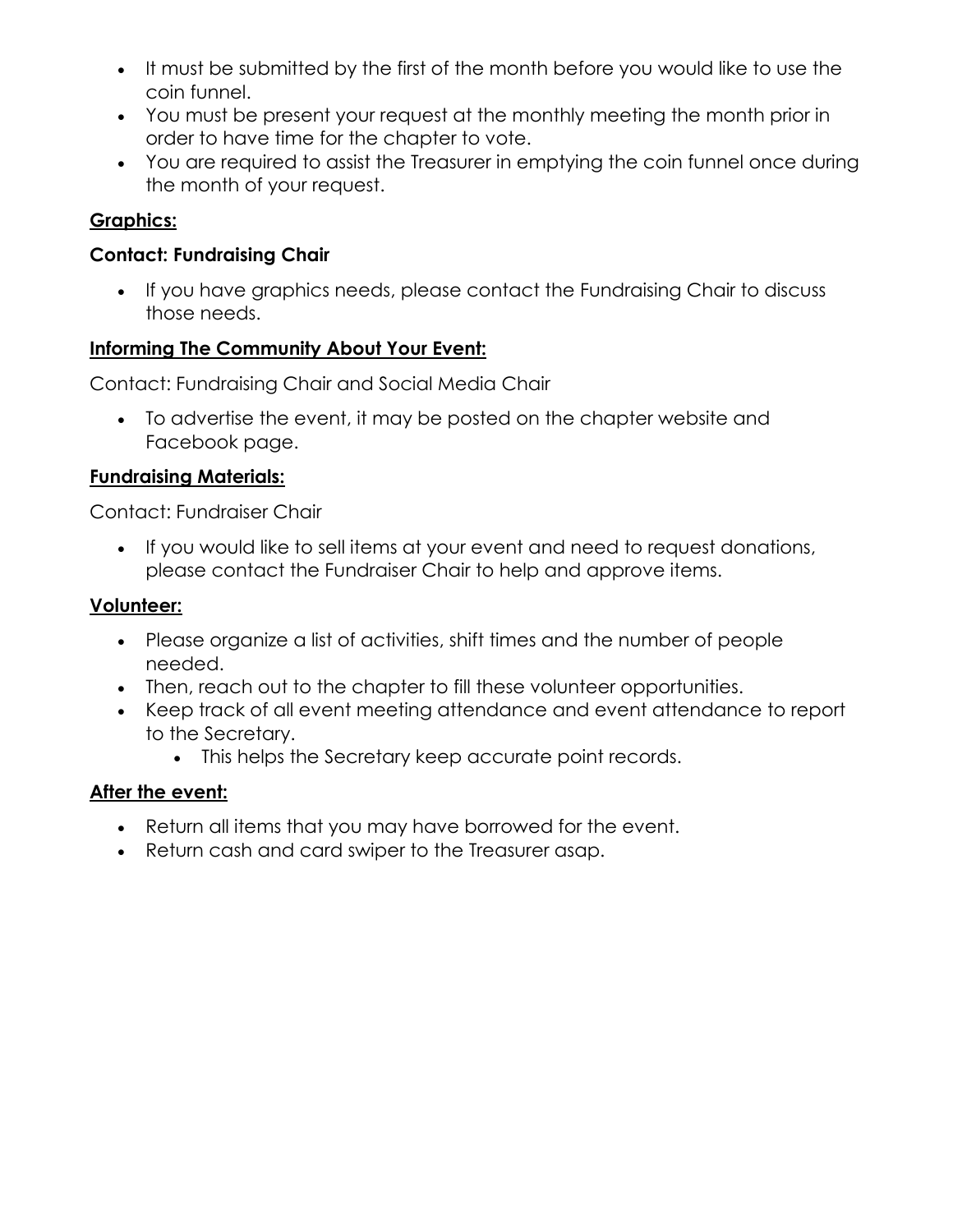- It must be submitted by the first of the month before you would like to use the coin funnel.
- You must be present your request at the monthly meeting the month prior in order to have time for the chapter to vote.
- You are required to assist the Treasurer in emptying the coin funnel once during the month of your request.

**<u>Graphics:</u>**

**Contact: Fundraising Chair**

- If you have graphics needs, please contact the Fundraising Chair to discuss those needs.

**<u>Informing The Community About Your Event:</u>**

Contact: Fundraising Chair and Social Media Chair

- To advertise the event, it may be posted on the chapter website and Facebook page.

**<u>Fundraising Materials:</u>**

Contact: Fundraiser Chair

- If you would like to sell items at your event and need to request donations, please contact the Fundraiser Chair to help and approve items.

**<u>Volunteer:</u>**

- Please organize a list of activities, shift times and the number of people needed.
- Then, reach out to the chapter to fill these volunteer opportunities.
- Keep track of all event meeting attendance and event attendance to report to the Secretary.
    - This helps the Secretary keep accurate point records.

**<u>After the event:</u>**

- Return all items that you may have borrowed for the event.
- Return cash and card swiper to the Treasurer asap.